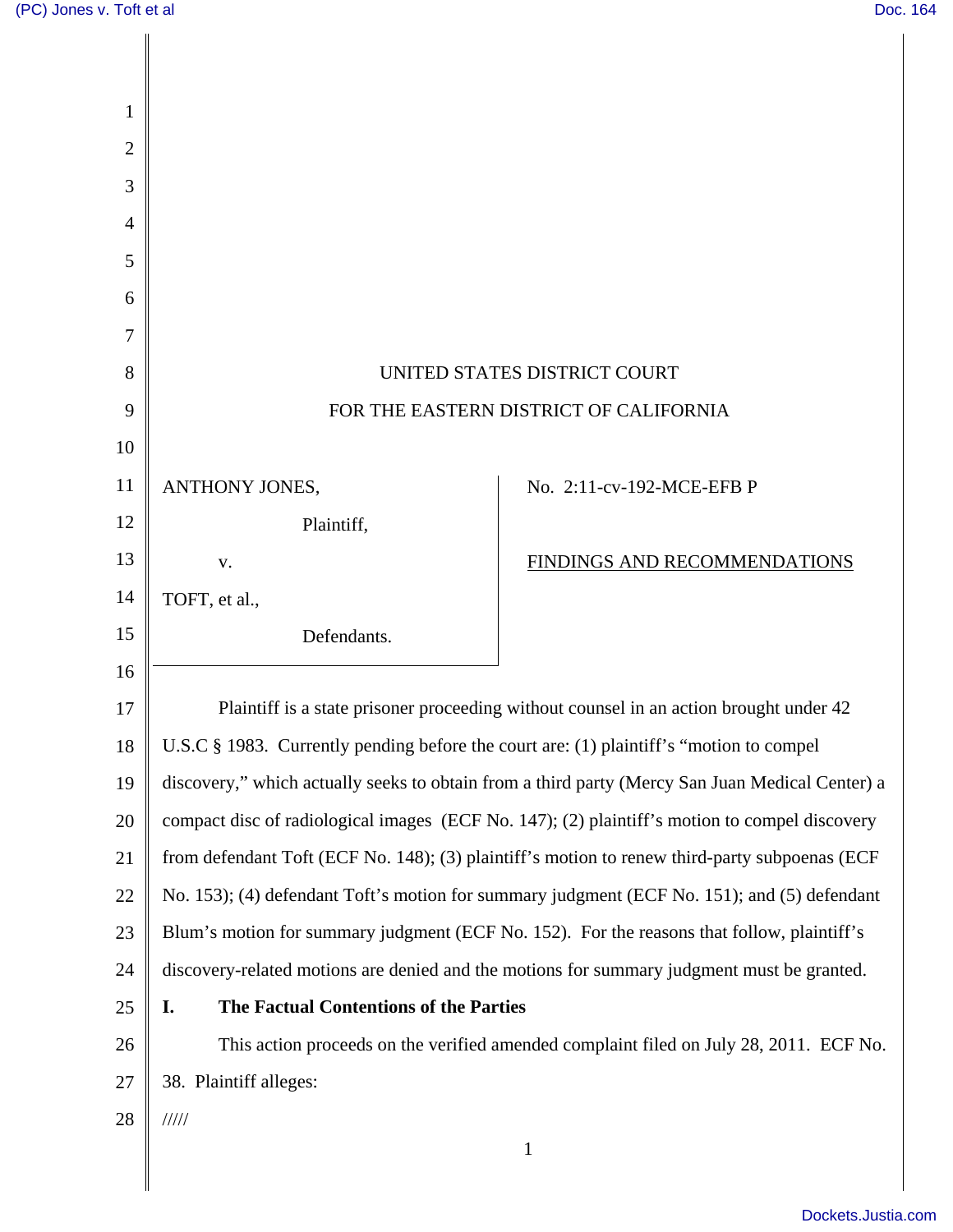UNITED STATES DISTRICT COURT

FOR THE EASTERN DISTRICT OF CALIFORNIA

| | |
|---|---|
| ANTHONY JONES, Plaintiff, v. TOFT, et al., Defendants. | No. 2:11-cv-192-MCE-EFB P |
| | FINDINGS AND RECOMMENDATIONS |

Plaintiff is a state prisoner proceeding without counsel in an action brought under 42 U.S.C § 1983. Currently pending before the court are: (1) plaintiff's "motion to compel discovery," which actually seeks to obtain from a third party (Mercy San Juan Medical Center) a compact disc of radiological images (ECF No. 147); (2) plaintiff's motion to compel discovery from defendant Toft (ECF No. 148); (3) plaintiff's motion to renew third-party subpoenas (ECF No. 153); (4) defendant Toft's motion for summary judgment (ECF No. 151); and (5) defendant Blum's motion for summary judgment (ECF No. 152). For the reasons that follow, plaintiff's discovery-related motions are denied and the motions for summary judgment must be granted.

## I. The Factual Contentions of the Parties

This action proceeds on the verified amended complaint filed on July 28, 2011. ECF No. 38. Plaintiff alleges:

/////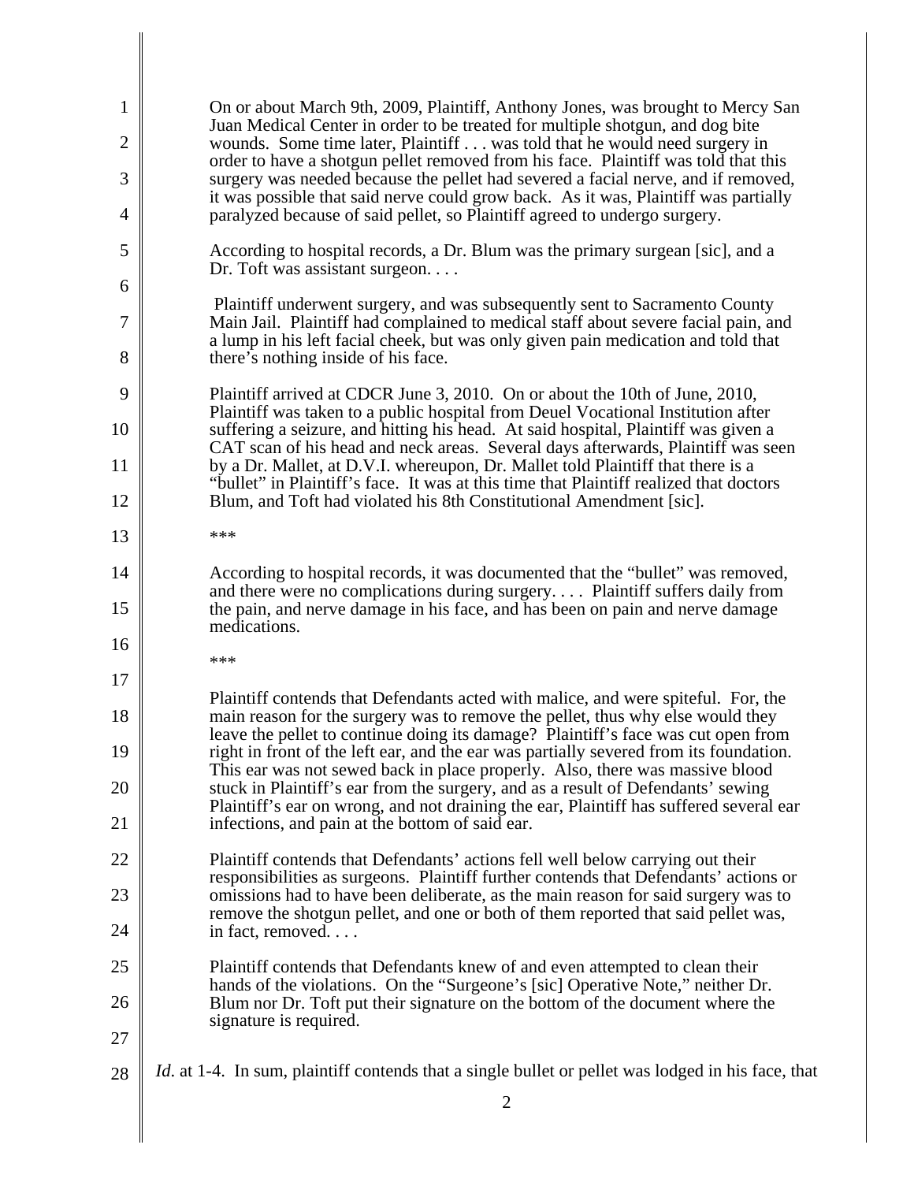> On or about March 9th, 2009, Plaintiff, Anthony Jones, was brought to Mercy San Juan Medical Center in order to be treated for multiple shotgun, and dog bite wounds. Some time later, Plaintiff . . . was told that he would need surgery in order to have a shotgun pellet removed from his face. Plaintiff was told that this surgery was needed because the pellet had severed a facial nerve, and if removed, it was possible that said nerve could grow back. As it was, Plaintiff was partially paralyzed because of said pellet, so Plaintiff agreed to undergo surgery.
>
> According to hospital records, a Dr. Blum was the primary surgean [sic], and a Dr. Toft was assistant surgeon. . . .
>
> Plaintiff underwent surgery, and was subsequently sent to Sacramento County Main Jail. Plaintiff had complained to medical staff about severe facial pain, and a lump in his left facial cheek, but was only given pain medication and told that there's nothing inside of his face.
>
> Plaintiff arrived at CDCR June 3, 2010. On or about the 10th of June, 2010, Plaintiff was taken to a public hospital from Deuel Vocational Institution after suffering a seizure, and hitting his head. At said hospital, Plaintiff was given a CAT scan of his head and neck areas. Several days afterwards, Plaintiff was seen by a Dr. Mallet, at D.V.I. whereupon, Dr. Mallet told Plaintiff that there is a "bullet" in Plaintiff's face. It was at this time that Plaintiff realized that doctors Blum, and Toft had violated his 8th Constitutional Amendment [sic].
>
> \*\*\*
>
> According to hospital records, it was documented that the "bullet" was removed, and there were no complications during surgery. . . . Plaintiff suffers daily from the pain, and nerve damage in his face, and has been on pain and nerve damage medications.
>
> \*\*\*
>
> Plaintiff contends that Defendants acted with malice, and were spiteful. For, the main reason for the surgery was to remove the pellet, thus why else would they leave the pellet to continue doing its damage? Plaintiff's face was cut open from right in front of the left ear, and the ear was partially severed from its foundation. This ear was not sewed back in place properly. Also, there was massive blood stuck in Plaintiff's ear from the surgery, and as a result of Defendants' sewing Plaintiff's ear on wrong, and not draining the ear, Plaintiff has suffered several ear infections, and pain at the bottom of said ear.
>
> Plaintiff contends that Defendants' actions fell well below carrying out their responsibilities as surgeons. Plaintiff further contends that Defendants' actions or omissions had to have been deliberate, as the main reason for said surgery was to remove the shotgun pellet, and one or both of them reported that said pellet was, in fact, removed. . . .
>
> Plaintiff contends that Defendants knew of and even attempted to clean their hands of the violations. On the "Surgeone's [sic] Operative Note," neither Dr. Blum nor Dr. Toft put their signature on the bottom of the document where the signature is required.

*Id*. at 1-4. In sum, plaintiff contends that a single bullet or pellet was lodged in his face, that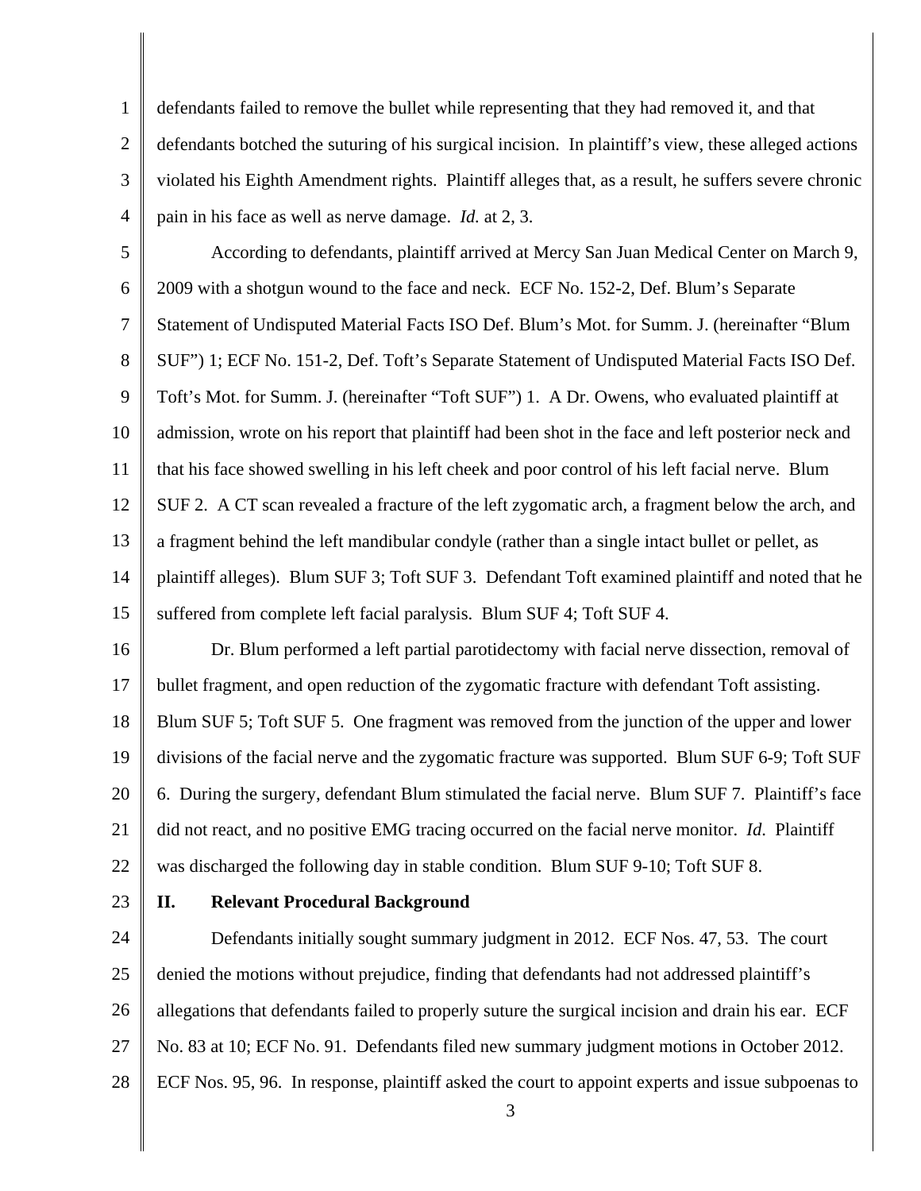defendants failed to remove the bullet while representing that they had removed it, and that defendants botched the suturing of his surgical incision. In plaintiff's view, these alleged actions violated his Eighth Amendment rights. Plaintiff alleges that, as a result, he suffers severe chronic pain in his face as well as nerve damage. *Id.* at 2, 3.

According to defendants, plaintiff arrived at Mercy San Juan Medical Center on March 9, 2009 with a shotgun wound to the face and neck. ECF No. 152-2, Def. Blum's Separate Statement of Undisputed Material Facts ISO Def. Blum's Mot. for Summ. J. (hereinafter "Blum SUF") 1; ECF No. 151-2, Def. Toft's Separate Statement of Undisputed Material Facts ISO Def. Toft's Mot. for Summ. J. (hereinafter "Toft SUF") 1. A Dr. Owens, who evaluated plaintiff at admission, wrote on his report that plaintiff had been shot in the face and left posterior neck and that his face showed swelling in his left cheek and poor control of his left facial nerve. Blum SUF 2. A CT scan revealed a fracture of the left zygomatic arch, a fragment below the arch, and a fragment behind the left mandibular condyle (rather than a single intact bullet or pellet, as plaintiff alleges). Blum SUF 3; Toft SUF 3. Defendant Toft examined plaintiff and noted that he suffered from complete left facial paralysis. Blum SUF 4; Toft SUF 4.

Dr. Blum performed a left partial parotidectomy with facial nerve dissection, removal of bullet fragment, and open reduction of the zygomatic fracture with defendant Toft assisting. Blum SUF 5; Toft SUF 5. One fragment was removed from the junction of the upper and lower divisions of the facial nerve and the zygomatic fracture was supported. Blum SUF 6-9; Toft SUF 6. During the surgery, defendant Blum stimulated the facial nerve. Blum SUF 7. Plaintiff's face did not react, and no positive EMG tracing occurred on the facial nerve monitor. *Id.* Plaintiff was discharged the following day in stable condition. Blum SUF 9-10; Toft SUF 8.

## II. Relevant Procedural Background

Defendants initially sought summary judgment in 2012. ECF Nos. 47, 53. The court denied the motions without prejudice, finding that defendants had not addressed plaintiff's allegations that defendants failed to properly suture the surgical incision and drain his ear. ECF No. 83 at 10; ECF No. 91. Defendants filed new summary judgment motions in October 2012. ECF Nos. 95, 96. In response, plaintiff asked the court to appoint experts and issue subpoenas to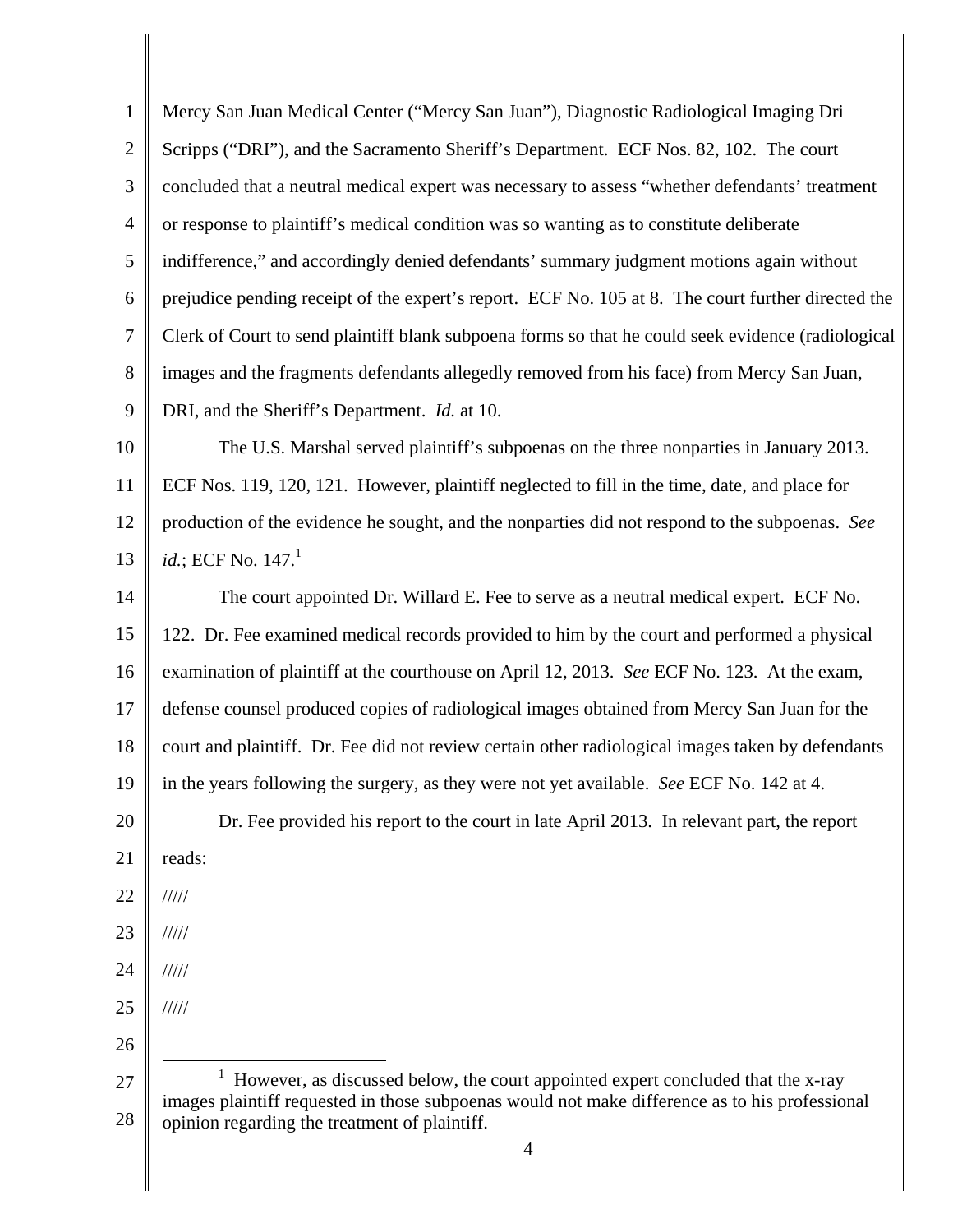Mercy San Juan Medical Center ("Mercy San Juan"), Diagnostic Radiological Imaging Dri Scripps ("DRI"), and the Sacramento Sheriff's Department. ECF Nos. 82, 102. The court concluded that a neutral medical expert was necessary to assess "whether defendants' treatment or response to plaintiff's medical condition was so wanting as to constitute deliberate indifference," and accordingly denied defendants' summary judgment motions again without prejudice pending receipt of the expert's report. ECF No. 105 at 8. The court further directed the Clerk of Court to send plaintiff blank subpoena forms so that he could seek evidence (radiological images and the fragments defendants allegedly removed from his face) from Mercy San Juan, DRI, and the Sheriff's Department. *Id.* at 10.

The U.S. Marshal served plaintiff's subpoenas on the three nonparties in January 2013. ECF Nos. 119, 120, 121. However, plaintiff neglected to fill in the time, date, and place for production of the evidence he sought, and the nonparties did not respond to the subpoenas. *See id.*; ECF No. 147.[1]

The court appointed Dr. Willard E. Fee to serve as a neutral medical expert. ECF No. 122. Dr. Fee examined medical records provided to him by the court and performed a physical examination of plaintiff at the courthouse on April 12, 2013. *See* ECF No. 123. At the exam, defense counsel produced copies of radiological images obtained from Mercy San Juan for the court and plaintiff. Dr. Fee did not review certain other radiological images taken by defendants in the years following the surgery, as they were not yet available. *See* ECF No. 142 at 4.

Dr. Fee provided his report to the court in late April 2013. In relevant part, the report reads:

/////

/////

/////

/////

---

[1] However, as discussed below, the court appointed expert concluded that the x-ray images plaintiff requested in those subpoenas would not make difference as to his professional opinion regarding the treatment of plaintiff.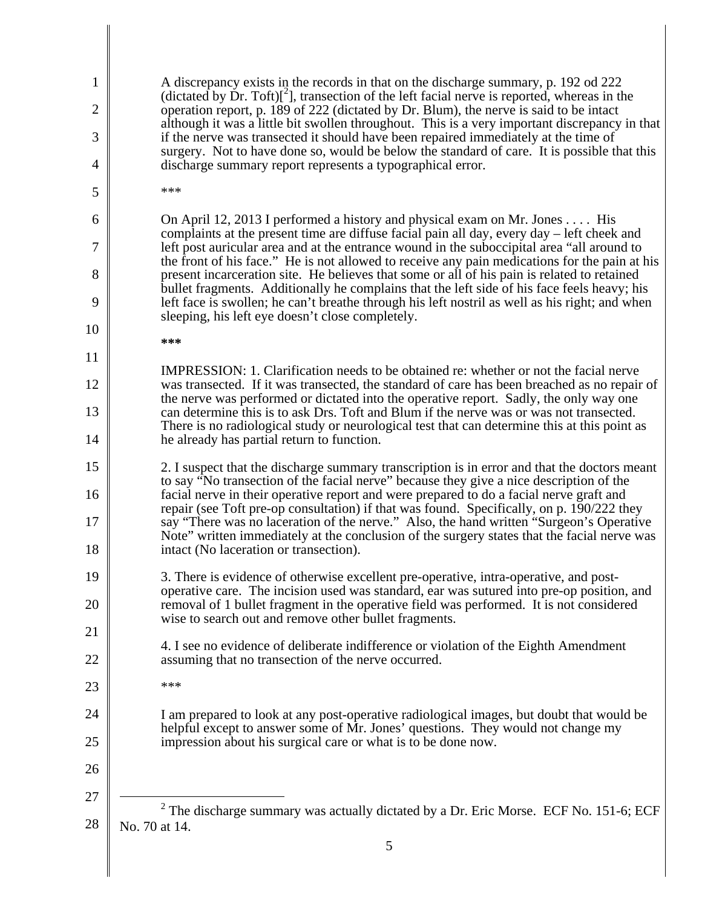A discrepancy exists in the records in that on the discharge summary, p. 192 od 222 (dictated by Dr. Toft)[[2]], transection of the left facial nerve is reported, whereas in the operation report, p. 189 of 222 (dictated by Dr. Blum), the nerve is said to be intact although it was a little bit swollen throughout. This is a very important discrepancy in that if the nerve was transected it should have been repaired immediately at the time of surgery. Not to have done so, would be below the standard of care. It is possible that this discharge summary report represents a typographical error.

***

On April 12, 2013 I performed a history and physical exam on Mr. Jones . . . . His complaints at the present time are diffuse facial pain all day, every day – left cheek and left post auricular area and at the entrance wound in the suboccipital area "all around to the front of his face." He is not allowed to receive any pain medications for the pain at his present incarceration site. He believes that some or all of his pain is related to retained bullet fragments. Additionally he complains that the left side of his face feels heavy; his left face is swollen; he can't breathe through his left nostril as well as his right; and when sleeping, his left eye doesn't close completely.

***

IMPRESSION: 1. Clarification needs to be obtained re: whether or not the facial nerve was transected. If it was transected, the standard of care has been breached as no repair of the nerve was performed or dictated into the operative report. Sadly, the only way one can determine this is to ask Drs. Toft and Blum if the nerve was or was not transected. There is no radiological study or neurological test that can determine this at this point as he already has partial return to function.

2. I suspect that the discharge summary transcription is in error and that the doctors meant to say "No transection of the facial nerve" because they give a nice description of the facial nerve in their operative report and were prepared to do a facial nerve graft and repair (see Toft pre-op consultation) if that was found. Specifically, on p. 190/222 they say "There was no laceration of the nerve." Also, the hand written "Surgeon's Operative Note" written immediately at the conclusion of the surgery states that the facial nerve was intact (No laceration or transection).

3. There is evidence of otherwise excellent pre-operative, intra-operative, and post-operative care. The incision used was standard, ear was sutured into pre-op position, and removal of 1 bullet fragment in the operative field was performed. It is not considered wise to search out and remove other bullet fragments.

4. I see no evidence of deliberate indifference or violation of the Eighth Amendment assuming that no transection of the nerve occurred.

***

I am prepared to look at any post-operative radiological images, but doubt that would be helpful except to answer some of Mr. Jones' questions. They would not change my impression about his surgical care or what is to be done now.

[2] The discharge summary was actually dictated by a Dr. Eric Morse. ECF No. 151-6; ECF No. 70 at 14.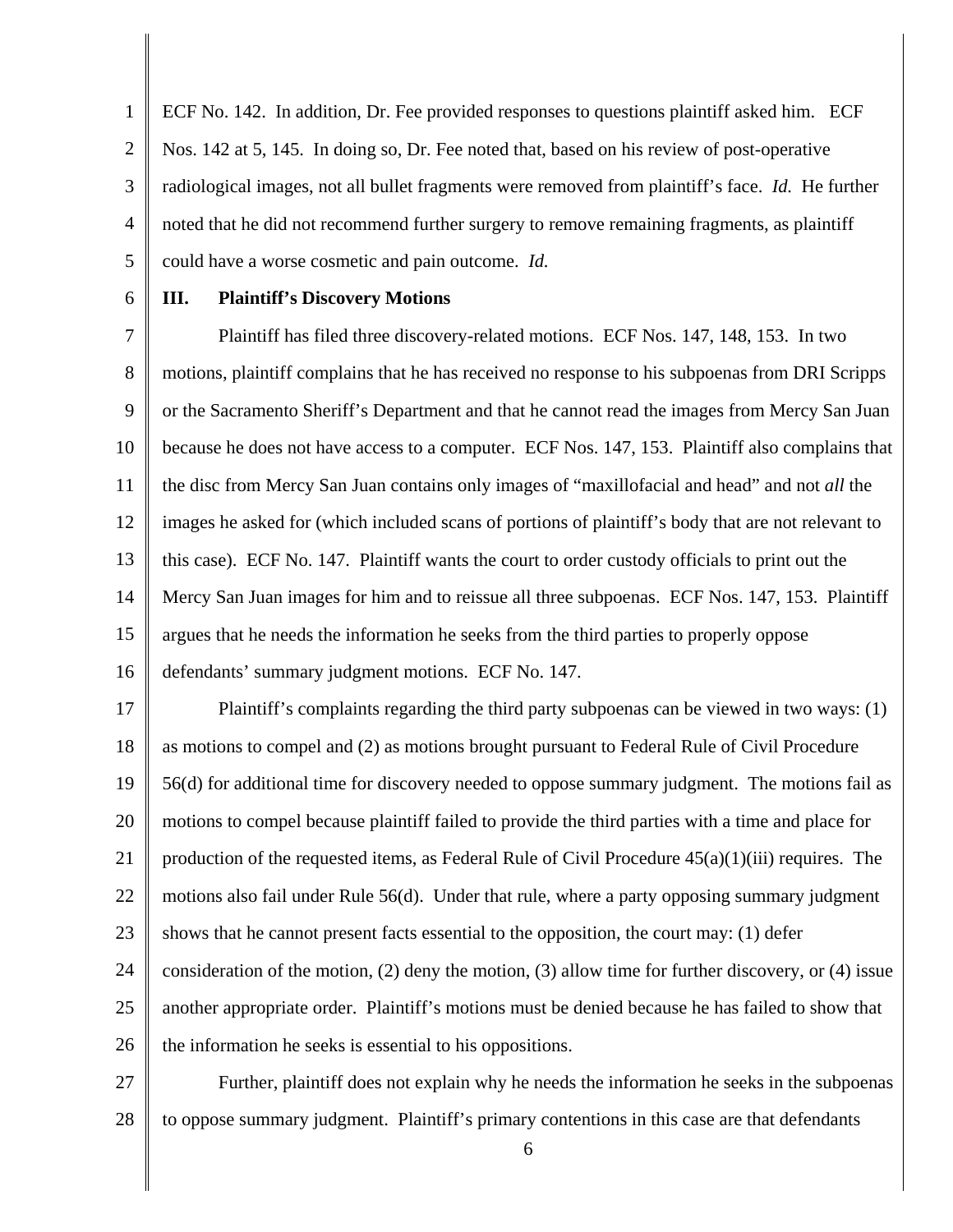ECF No. 142. In addition, Dr. Fee provided responses to questions plaintiff asked him. ECF Nos. 142 at 5, 145. In doing so, Dr. Fee noted that, based on his review of post-operative radiological images, not all bullet fragments were removed from plaintiff's face. *Id.* He further noted that he did not recommend further surgery to remove remaining fragments, as plaintiff could have a worse cosmetic and pain outcome. *Id.*

## III. Plaintiff's Discovery Motions

Plaintiff has filed three discovery-related motions. ECF Nos. 147, 148, 153. In two motions, plaintiff complains that he has received no response to his subpoenas from DRI Scripps or the Sacramento Sheriff's Department and that he cannot read the images from Mercy San Juan because he does not have access to a computer. ECF Nos. 147, 153. Plaintiff also complains that the disc from Mercy San Juan contains only images of "maxillofacial and head" and not *all* the images he asked for (which included scans of portions of plaintiff's body that are not relevant to this case). ECF No. 147. Plaintiff wants the court to order custody officials to print out the Mercy San Juan images for him and to reissue all three subpoenas. ECF Nos. 147, 153. Plaintiff argues that he needs the information he seeks from the third parties to properly oppose defendants' summary judgment motions. ECF No. 147.

Plaintiff's complaints regarding the third party subpoenas can be viewed in two ways: (1) as motions to compel and (2) as motions brought pursuant to Federal Rule of Civil Procedure 56(d) for additional time for discovery needed to oppose summary judgment. The motions fail as motions to compel because plaintiff failed to provide the third parties with a time and place for production of the requested items, as Federal Rule of Civil Procedure 45(a)(1)(iii) requires. The motions also fail under Rule 56(d). Under that rule, where a party opposing summary judgment shows that he cannot present facts essential to the opposition, the court may: (1) defer consideration of the motion, (2) deny the motion, (3) allow time for further discovery, or (4) issue another appropriate order. Plaintiff's motions must be denied because he has failed to show that the information he seeks is essential to his oppositions.

Further, plaintiff does not explain why he needs the information he seeks in the subpoenas to oppose summary judgment. Plaintiff's primary contentions in this case are that defendants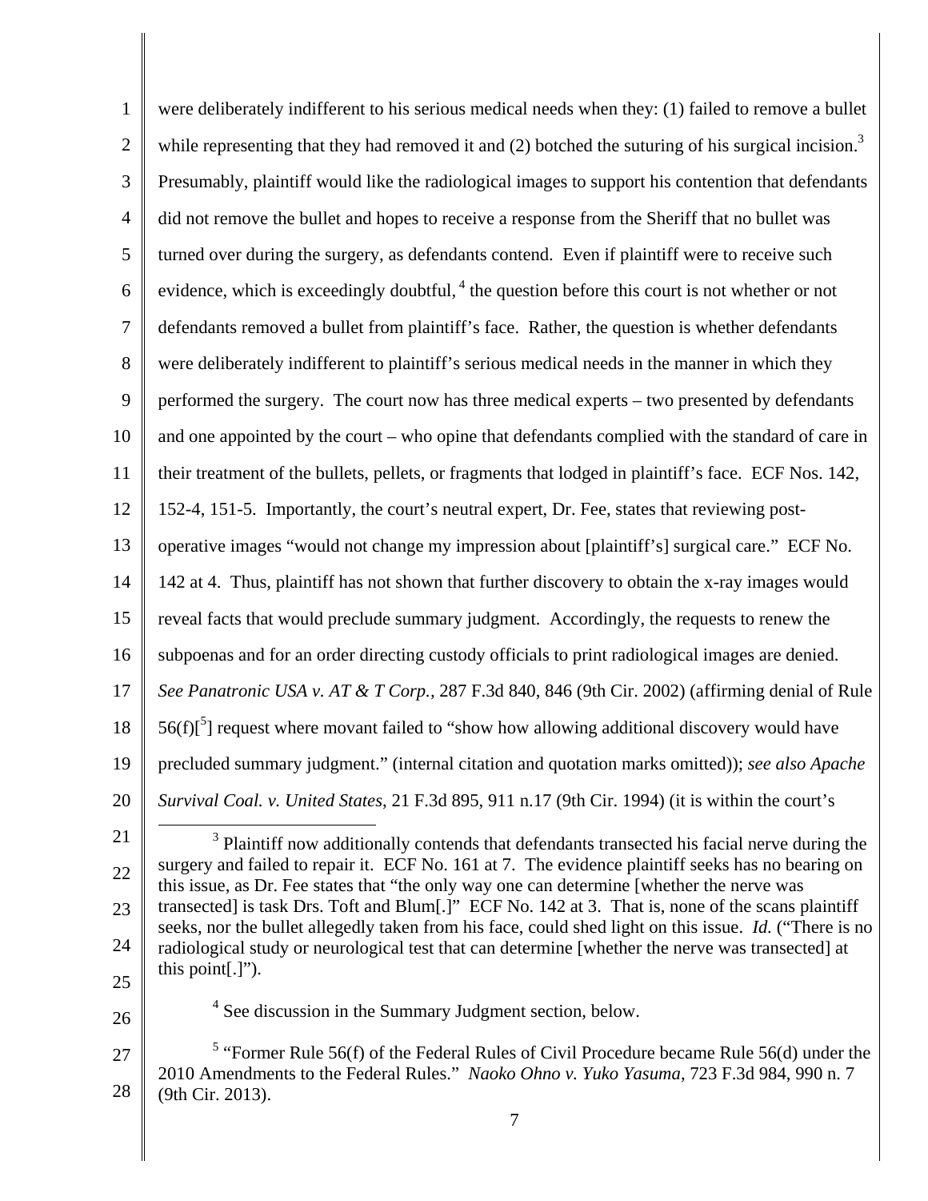were deliberately indifferent to his serious medical needs when they: (1) failed to remove a bullet while representing that they had removed it and (2) botched the suturing of his surgical incision.[3] Presumably, plaintiff would like the radiological images to support his contention that defendants did not remove the bullet and hopes to receive a response from the Sheriff that no bullet was turned over during the surgery, as defendants contend. Even if plaintiff were to receive such evidence, which is exceedingly doubtful, [4] the question before this court is not whether or not defendants removed a bullet from plaintiff's face. Rather, the question is whether defendants were deliberately indifferent to plaintiff's serious medical needs in the manner in which they performed the surgery. The court now has three medical experts – two presented by defendants and one appointed by the court – who opine that defendants complied with the standard of care in their treatment of the bullets, pellets, or fragments that lodged in plaintiff's face. ECF Nos. 142, 152-4, 151-5. Importantly, the court's neutral expert, Dr. Fee, states that reviewing post-operative images "would not change my impression about [plaintiff's] surgical care." ECF No. 142 at 4. Thus, plaintiff has not shown that further discovery to obtain the x-ray images would reveal facts that would preclude summary judgment. Accordingly, the requests to renew the subpoenas and for an order directing custody officials to print radiological images are denied. *See Panatronic USA v. AT & T Corp.*, 287 F.3d 840, 846 (9th Cir. 2002) (affirming denial of Rule 56(f)[[5]] request where movant failed to "show how allowing additional discovery would have precluded summary judgment." (internal citation and quotation marks omitted)); *see also Apache Survival Coal. v. United States*, 21 F.3d 895, 911 n.17 (9th Cir. 1994) (it is within the court's

---

[3] Plaintiff now additionally contends that defendants transected his facial nerve during the surgery and failed to repair it. ECF No. 161 at 7. The evidence plaintiff seeks has no bearing on this issue, as Dr. Fee states that "the only way one can determine [whether the nerve was transected] is task Drs. Toft and Blum[.]" ECF No. 142 at 3. That is, none of the scans plaintiff seeks, nor the bullet allegedly taken from his face, could shed light on this issue. *Id.* ("There is no radiological study or neurological test that can determine [whether the nerve was transected] at this point[.]").

[4] See discussion in the Summary Judgment section, below.

[5] "Former Rule 56(f) of the Federal Rules of Civil Procedure became Rule 56(d) under the 2010 Amendments to the Federal Rules." *Naoko Ohno v. Yuko Yasuma*, 723 F.3d 984, 990 n. 7 (9th Cir. 2013).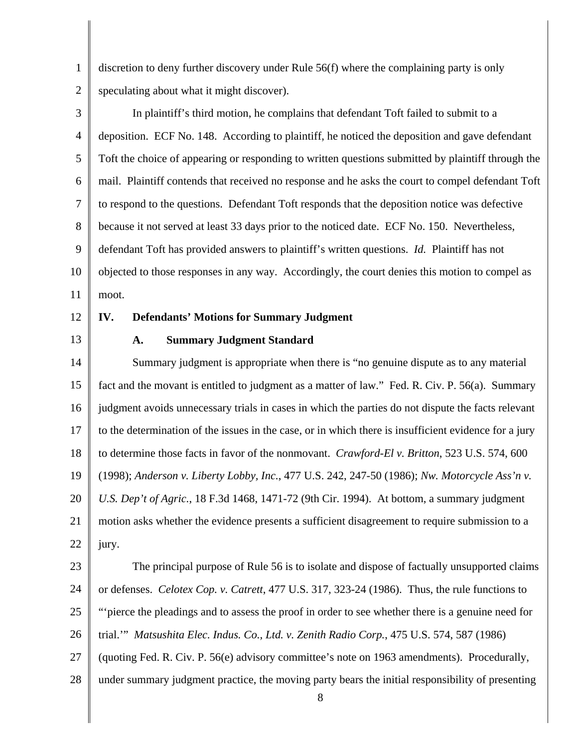discretion to deny further discovery under Rule 56(f) where the complaining party is only speculating about what it might discover).

In plaintiff's third motion, he complains that defendant Toft failed to submit to a deposition. ECF No. 148. According to plaintiff, he noticed the deposition and gave defendant Toft the choice of appearing or responding to written questions submitted by plaintiff through the mail. Plaintiff contends that received no response and he asks the court to compel defendant Toft to respond to the questions. Defendant Toft responds that the deposition notice was defective because it not served at least 33 days prior to the noticed date. ECF No. 150. Nevertheless, defendant Toft has provided answers to plaintiff's written questions. *Id.* Plaintiff has not objected to those responses in any way. Accordingly, the court denies this motion to compel as moot.

## IV. Defendants' Motions for Summary Judgment

### A. Summary Judgment Standard

Summary judgment is appropriate when there is "no genuine dispute as to any material fact and the movant is entitled to judgment as a matter of law." Fed. R. Civ. P. 56(a). Summary judgment avoids unnecessary trials in cases in which the parties do not dispute the facts relevant to the determination of the issues in the case, or in which there is insufficient evidence for a jury to determine those facts in favor of the nonmovant. *Crawford-El v. Britton*, 523 U.S. 574, 600 (1998); *Anderson v. Liberty Lobby, Inc.*, 477 U.S. 242, 247-50 (1986); *Nw. Motorcycle Ass'n v. U.S. Dep't of Agric.*, 18 F.3d 1468, 1471-72 (9th Cir. 1994). At bottom, a summary judgment motion asks whether the evidence presents a sufficient disagreement to require submission to a jury.

The principal purpose of Rule 56 is to isolate and dispose of factually unsupported claims or defenses. *Celotex Cop. v. Catrett*, 477 U.S. 317, 323-24 (1986). Thus, the rule functions to "'pierce the pleadings and to assess the proof in order to see whether there is a genuine need for trial.'" *Matsushita Elec. Indus. Co., Ltd. v. Zenith Radio Corp.*, 475 U.S. 574, 587 (1986) (quoting Fed. R. Civ. P. 56(e) advisory committee's note on 1963 amendments). Procedurally, under summary judgment practice, the moving party bears the initial responsibility of presenting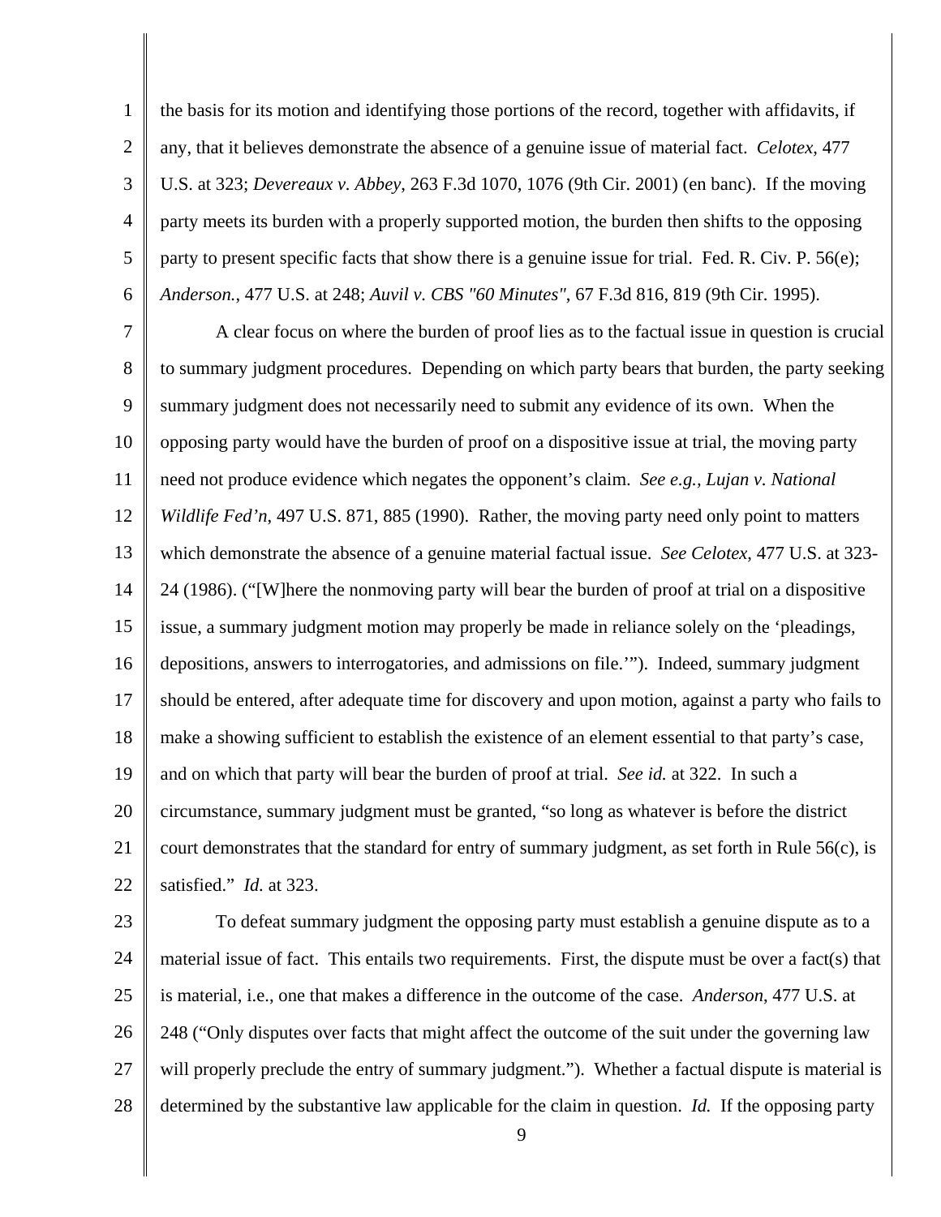the basis for its motion and identifying those portions of the record, together with affidavits, if any, that it believes demonstrate the absence of a genuine issue of material fact. *Celotex*, 477 U.S. at 323; *Devereaux v. Abbey*, 263 F.3d 1070, 1076 (9th Cir. 2001) (en banc). If the moving party meets its burden with a properly supported motion, the burden then shifts to the opposing party to present specific facts that show there is a genuine issue for trial. Fed. R. Civ. P. 56(e); *Anderson.*, 477 U.S. at 248; *Auvil v. CBS "60 Minutes"*, 67 F.3d 816, 819 (9th Cir. 1995).

A clear focus on where the burden of proof lies as to the factual issue in question is crucial to summary judgment procedures. Depending on which party bears that burden, the party seeking summary judgment does not necessarily need to submit any evidence of its own. When the opposing party would have the burden of proof on a dispositive issue at trial, the moving party need not produce evidence which negates the opponent's claim. *See e.g., Lujan v. National Wildlife Fed'n*, 497 U.S. 871, 885 (1990). Rather, the moving party need only point to matters which demonstrate the absence of a genuine material factual issue. *See Celotex*, 477 U.S. at 323-24 (1986). ("[W]here the nonmoving party will bear the burden of proof at trial on a dispositive issue, a summary judgment motion may properly be made in reliance solely on the 'pleadings, depositions, answers to interrogatories, and admissions on file.'"). Indeed, summary judgment should be entered, after adequate time for discovery and upon motion, against a party who fails to make a showing sufficient to establish the existence of an element essential to that party's case, and on which that party will bear the burden of proof at trial. *See id.* at 322. In such a circumstance, summary judgment must be granted, "so long as whatever is before the district court demonstrates that the standard for entry of summary judgment, as set forth in Rule 56(c), is satisfied." *Id.* at 323.

To defeat summary judgment the opposing party must establish a genuine dispute as to a material issue of fact. This entails two requirements. First, the dispute must be over a fact(s) that is material, i.e., one that makes a difference in the outcome of the case. *Anderson*, 477 U.S. at 248 ("Only disputes over facts that might affect the outcome of the suit under the governing law will properly preclude the entry of summary judgment."). Whether a factual dispute is material is determined by the substantive law applicable for the claim in question. *Id.* If the opposing party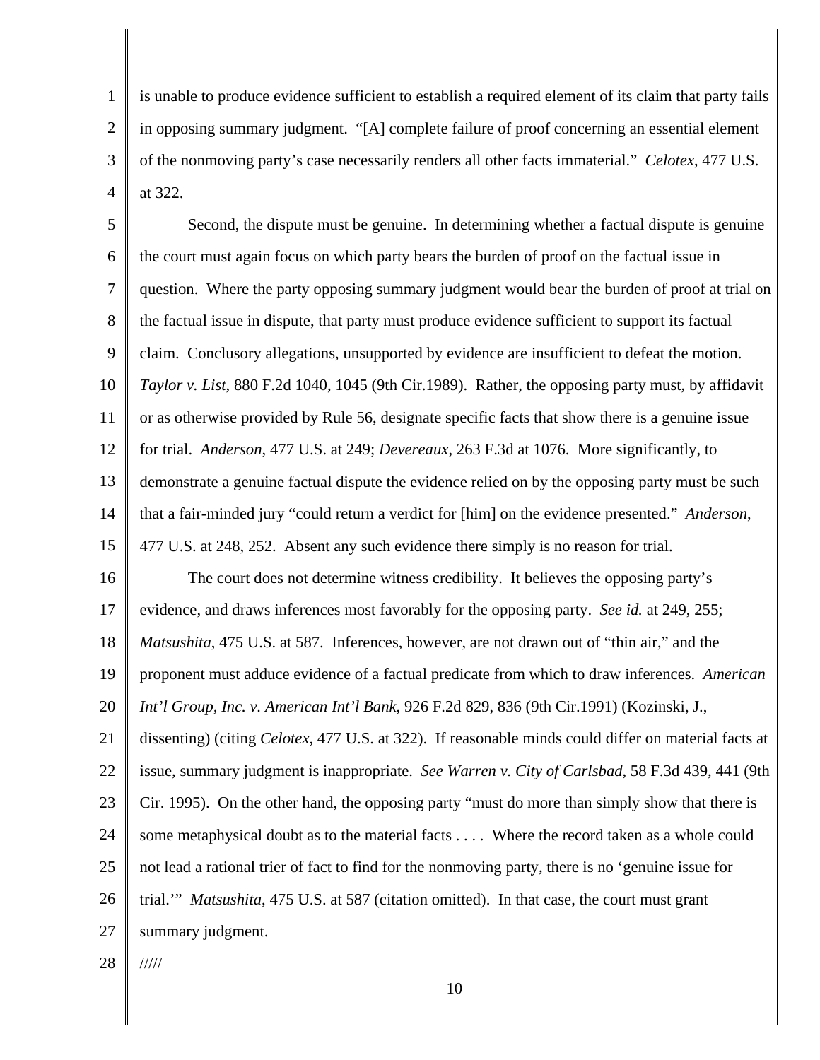is unable to produce evidence sufficient to establish a required element of its claim that party fails in opposing summary judgment. "[A] complete failure of proof concerning an essential element of the nonmoving party's case necessarily renders all other facts immaterial." *Celotex*, 477 U.S. at 322.

Second, the dispute must be genuine. In determining whether a factual dispute is genuine the court must again focus on which party bears the burden of proof on the factual issue in question. Where the party opposing summary judgment would bear the burden of proof at trial on the factual issue in dispute, that party must produce evidence sufficient to support its factual claim. Conclusory allegations, unsupported by evidence are insufficient to defeat the motion. *Taylor v. List*, 880 F.2d 1040, 1045 (9th Cir.1989). Rather, the opposing party must, by affidavit or as otherwise provided by Rule 56, designate specific facts that show there is a genuine issue for trial. *Anderson*, 477 U.S. at 249; *Devereaux*, 263 F.3d at 1076. More significantly, to demonstrate a genuine factual dispute the evidence relied on by the opposing party must be such that a fair-minded jury "could return a verdict for [him] on the evidence presented." *Anderson*, 477 U.S. at 248, 252. Absent any such evidence there simply is no reason for trial.

The court does not determine witness credibility. It believes the opposing party's evidence, and draws inferences most favorably for the opposing party. *See id.* at 249, 255; *Matsushita*, 475 U.S. at 587. Inferences, however, are not drawn out of "thin air," and the proponent must adduce evidence of a factual predicate from which to draw inferences. *American Int'l Group, Inc. v. American Int'l Bank*, 926 F.2d 829, 836 (9th Cir.1991) (Kozinski, J., dissenting) (citing *Celotex*, 477 U.S. at 322). If reasonable minds could differ on material facts at issue, summary judgment is inappropriate. *See Warren v. City of Carlsbad*, 58 F.3d 439, 441 (9th Cir. 1995). On the other hand, the opposing party "must do more than simply show that there is some metaphysical doubt as to the material facts . . . . Where the record taken as a whole could not lead a rational trier of fact to find for the nonmoving party, there is no 'genuine issue for trial.'" *Matsushita*, 475 U.S. at 587 (citation omitted). In that case, the court must grant summary judgment.

/////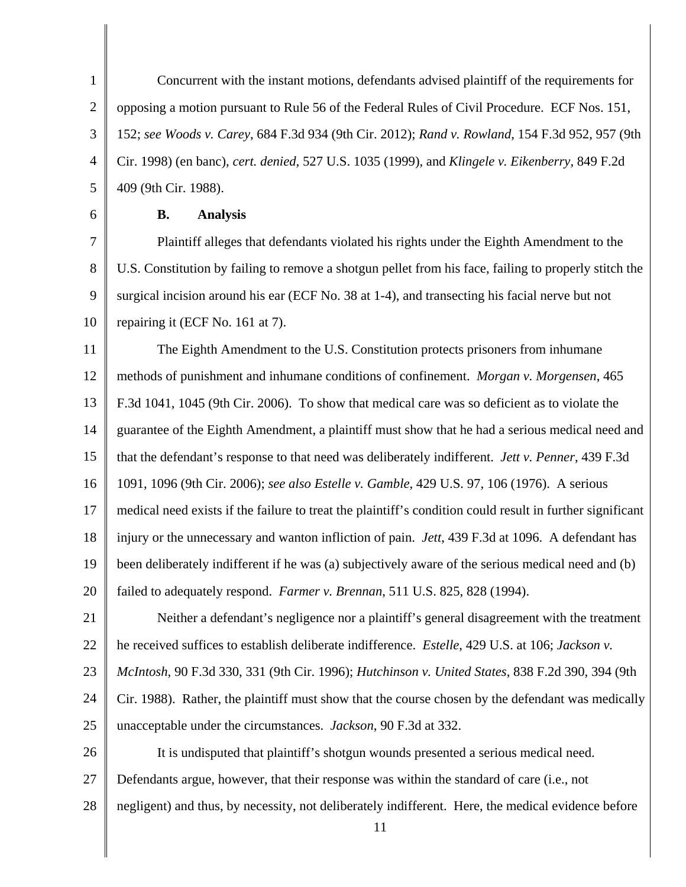Concurrent with the instant motions, defendants advised plaintiff of the requirements for opposing a motion pursuant to Rule 56 of the Federal Rules of Civil Procedure. ECF Nos. 151, 152; *see Woods v. Carey*, 684 F.3d 934 (9th Cir. 2012); *Rand v. Rowland*, 154 F.3d 952, 957 (9th Cir. 1998) (en banc), *cert. denied*, 527 U.S. 1035 (1999), and *Klingele v. Eikenberry*, 849 F.2d 409 (9th Cir. 1988).

**B. Analysis**

Plaintiff alleges that defendants violated his rights under the Eighth Amendment to the U.S. Constitution by failing to remove a shotgun pellet from his face, failing to properly stitch the surgical incision around his ear (ECF No. 38 at 1-4), and transecting his facial nerve but not repairing it (ECF No. 161 at 7).

The Eighth Amendment to the U.S. Constitution protects prisoners from inhumane methods of punishment and inhumane conditions of confinement. *Morgan v. Morgensen*, 465 F.3d 1041, 1045 (9th Cir. 2006). To show that medical care was so deficient as to violate the guarantee of the Eighth Amendment, a plaintiff must show that he had a serious medical need and that the defendant's response to that need was deliberately indifferent. *Jett v. Penner*, 439 F.3d 1091, 1096 (9th Cir. 2006); *see also Estelle v. Gamble*, 429 U.S. 97, 106 (1976). A serious medical need exists if the failure to treat the plaintiff's condition could result in further significant injury or the unnecessary and wanton infliction of pain. *Jett*, 439 F.3d at 1096. A defendant has been deliberately indifferent if he was (a) subjectively aware of the serious medical need and (b) failed to adequately respond. *Farmer v. Brennan*, 511 U.S. 825, 828 (1994).

Neither a defendant's negligence nor a plaintiff's general disagreement with the treatment he received suffices to establish deliberate indifference. *Estelle*, 429 U.S. at 106; *Jackson v. McIntosh*, 90 F.3d 330, 331 (9th Cir. 1996); *Hutchinson v. United States*, 838 F.2d 390, 394 (9th Cir. 1988). Rather, the plaintiff must show that the course chosen by the defendant was medically unacceptable under the circumstances. *Jackson*, 90 F.3d at 332.

It is undisputed that plaintiff's shotgun wounds presented a serious medical need. Defendants argue, however, that their response was within the standard of care (i.e., not negligent) and thus, by necessity, not deliberately indifferent. Here, the medical evidence before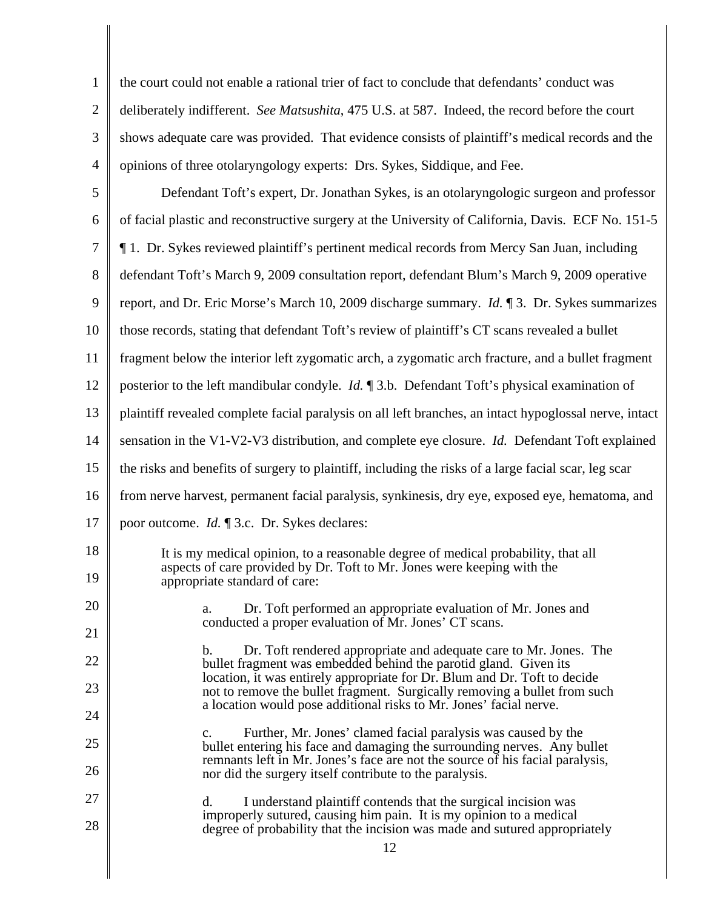the court could not enable a rational trier of fact to conclude that defendants' conduct was deliberately indifferent. *See Matsushita*, 475 U.S. at 587. Indeed, the record before the court shows adequate care was provided. That evidence consists of plaintiff's medical records and the opinions of three otolaryngology experts: Drs. Sykes, Siddique, and Fee.

Defendant Toft's expert, Dr. Jonathan Sykes, is an otolaryngologic surgeon and professor of facial plastic and reconstructive surgery at the University of California, Davis. ECF No. 151-5 ¶ 1. Dr. Sykes reviewed plaintiff's pertinent medical records from Mercy San Juan, including defendant Toft's March 9, 2009 consultation report, defendant Blum's March 9, 2009 operative report, and Dr. Eric Morse's March 10, 2009 discharge summary. *Id.* ¶ 3. Dr. Sykes summarizes those records, stating that defendant Toft's review of plaintiff's CT scans revealed a bullet fragment below the interior left zygomatic arch, a zygomatic arch fracture, and a bullet fragment posterior to the left mandibular condyle. *Id.* ¶ 3.b. Defendant Toft's physical examination of plaintiff revealed complete facial paralysis on all left branches, an intact hypoglossal nerve, intact sensation in the V1-V2-V3 distribution, and complete eye closure. *Id.* Defendant Toft explained the risks and benefits of surgery to plaintiff, including the risks of a large facial scar, leg scar from nerve harvest, permanent facial paralysis, synkinesis, dry eye, exposed eye, hematoma, and poor outcome. *Id.* ¶ 3.c. Dr. Sykes declares:

> It is my medical opinion, to a reasonable degree of medical probability, that all aspects of care provided by Dr. Toft to Mr. Jones were keeping with the appropriate standard of care:
>
> a. Dr. Toft performed an appropriate evaluation of Mr. Jones and conducted a proper evaluation of Mr. Jones' CT scans.
>
> b. Dr. Toft rendered appropriate and adequate care to Mr. Jones. The bullet fragment was embedded behind the parotid gland. Given its location, it was entirely appropriate for Dr. Blum and Dr. Toft to decide not to remove the bullet fragment. Surgically removing a bullet from such a location would pose additional risks to Mr. Jones' facial nerve.
>
> c. Further, Mr. Jones' clamed facial paralysis was caused by the bullet entering his face and damaging the surrounding nerves. Any bullet remnants left in Mr. Jones's face are not the source of his facial paralysis, nor did the surgery itself contribute to the paralysis.
>
> d. I understand plaintiff contends that the surgical incision was improperly sutured, causing him pain. It is my opinion to a medical degree of probability that the incision was made and sutured appropriately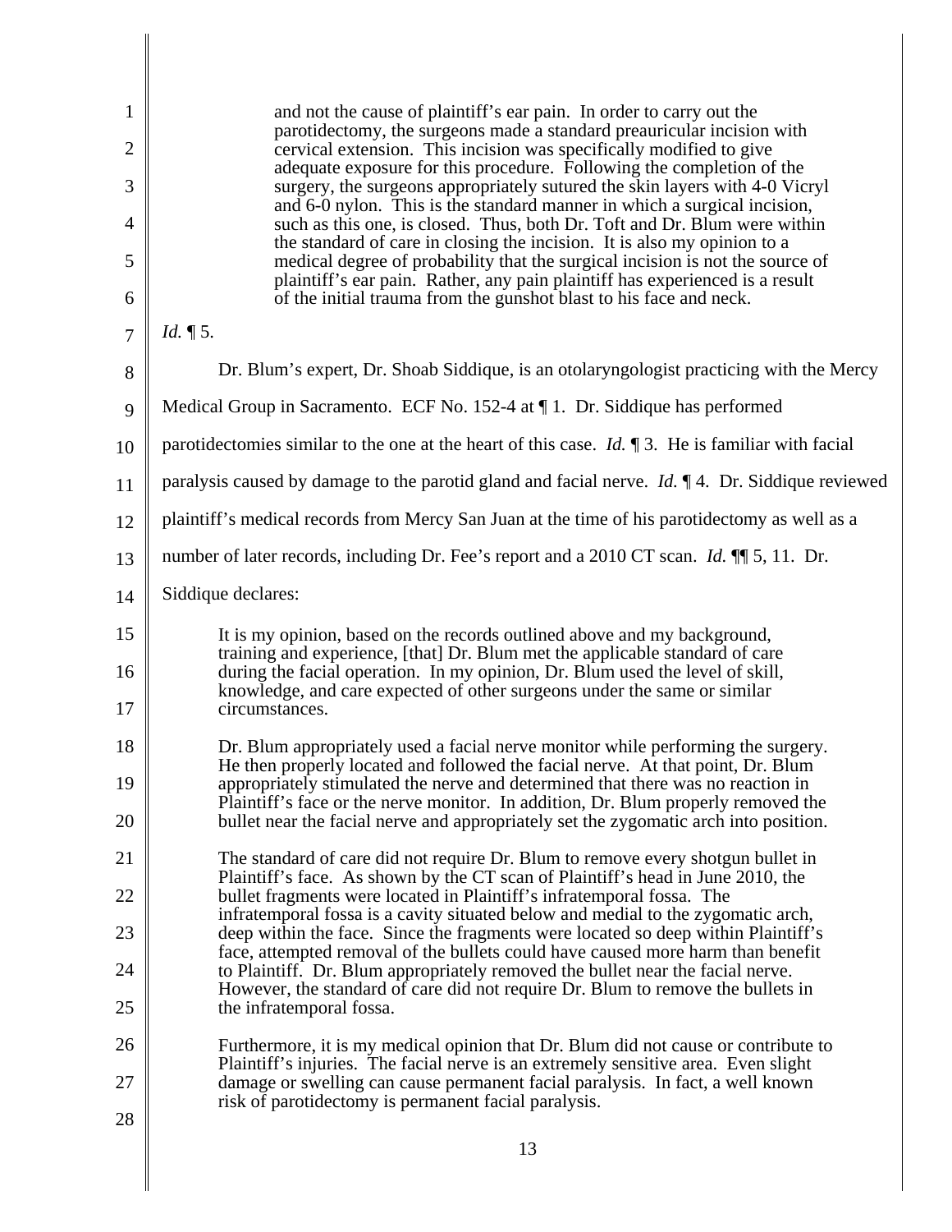> and not the cause of plaintiff's ear pain. In order to carry out the parotidectomy, the surgeons made a standard preauricular incision with cervical extension. This incision was specifically modified to give adequate exposure for this procedure. Following the completion of the surgery, the surgeons appropriately sutured the skin layers with 4-0 Vicryl and 6-0 nylon. This is the standard manner in which a surgical incision, such as this one, is closed. Thus, both Dr. Toft and Dr. Blum were within the standard of care in closing the incision. It is also my opinion to a medical degree of probability that the surgical incision is not the source of plaintiff's ear pain. Rather, any pain plaintiff has experienced is a result of the initial trauma from the gunshot blast to his face and neck.

*Id.* ¶ 5.

Dr. Blum's expert, Dr. Shoab Siddique, is an otolaryngologist practicing with the Mercy Medical Group in Sacramento. ECF No. 152-4 at ¶ 1. Dr. Siddique has performed parotidectomies similar to the one at the heart of this case. *Id.* ¶ 3. He is familiar with facial paralysis caused by damage to the parotid gland and facial nerve. *Id.* ¶ 4. Dr. Siddique reviewed plaintiff's medical records from Mercy San Juan at the time of his parotidectomy as well as a number of later records, including Dr. Fee's report and a 2010 CT scan. *Id.* ¶¶ 5, 11. Dr. Siddique declares:

> It is my opinion, based on the records outlined above and my background, training and experience, [that] Dr. Blum met the applicable standard of care during the facial operation. In my opinion, Dr. Blum used the level of skill, knowledge, and care expected of other surgeons under the same or similar circumstances.
>
> Dr. Blum appropriately used a facial nerve monitor while performing the surgery. He then properly located and followed the facial nerve. At that point, Dr. Blum appropriately stimulated the nerve and determined that there was no reaction in Plaintiff's face or the nerve monitor. In addition, Dr. Blum properly removed the bullet near the facial nerve and appropriately set the zygomatic arch into position.
>
> The standard of care did not require Dr. Blum to remove every shotgun bullet in Plaintiff's face. As shown by the CT scan of Plaintiff's head in June 2010, the bullet fragments were located in Plaintiff's infratemporal fossa. The infratemporal fossa is a cavity situated below and medial to the zygomatic arch, deep within the face. Since the fragments were located so deep within Plaintiff's face, attempted removal of the bullets could have caused more harm than benefit to Plaintiff. Dr. Blum appropriately removed the bullet near the facial nerve. However, the standard of care did not require Dr. Blum to remove the bullets in the infratemporal fossa.
>
> Furthermore, it is my medical opinion that Dr. Blum did not cause or contribute to Plaintiff's injuries. The facial nerve is an extremely sensitive area. Even slight damage or swelling can cause permanent facial paralysis. In fact, a well known risk of parotidectomy is permanent facial paralysis.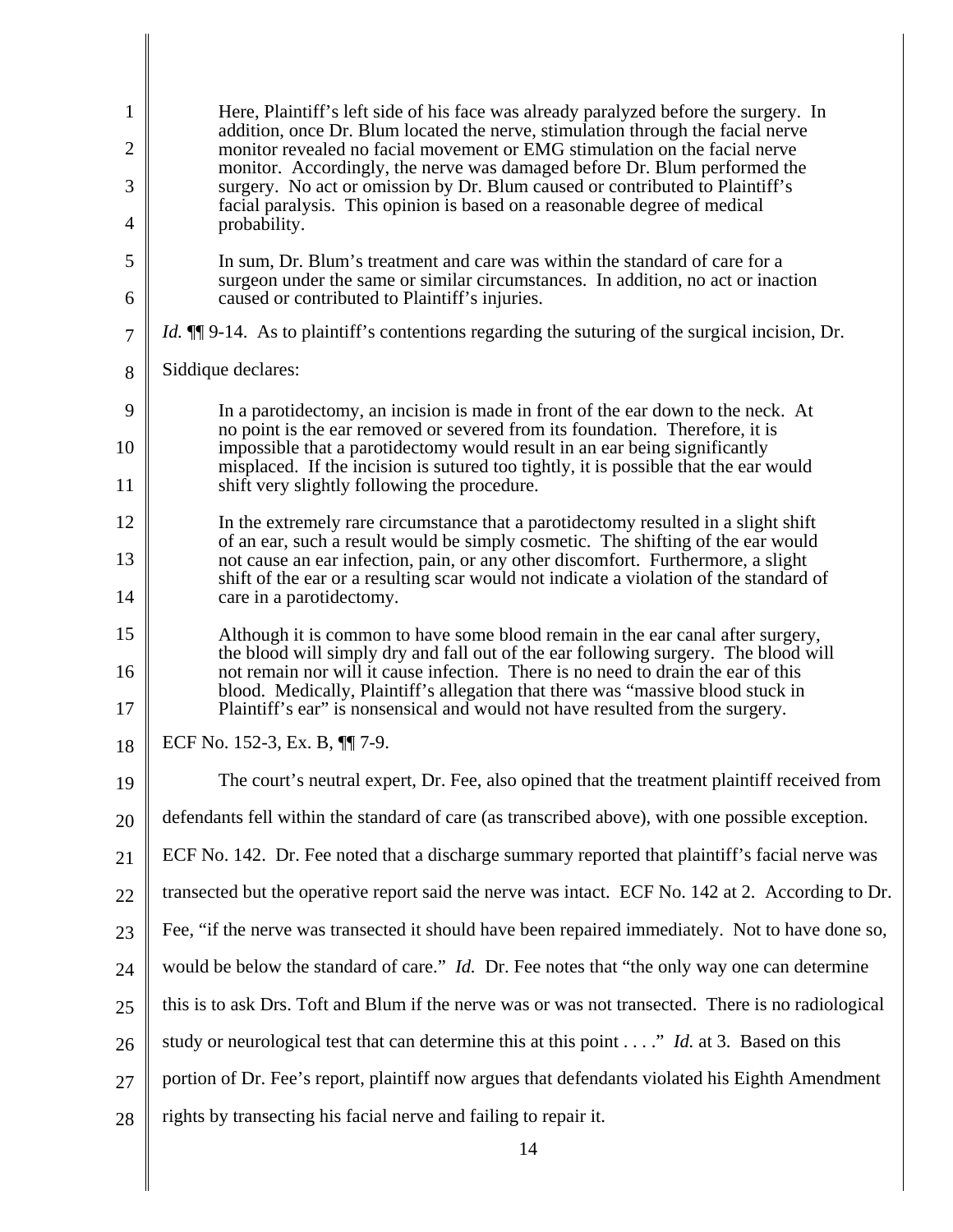> Here, Plaintiff's left side of his face was already paralyzed before the surgery. In addition, once Dr. Blum located the nerve, stimulation through the facial nerve monitor revealed no facial movement or EMG stimulation on the facial nerve monitor. Accordingly, the nerve was damaged before Dr. Blum performed the surgery. No act or omission by Dr. Blum caused or contributed to Plaintiff's facial paralysis. This opinion is based on a reasonable degree of medical probability.
>
> In sum, Dr. Blum's treatment and care was within the standard of care for a surgeon under the same or similar circumstances. In addition, no act or inaction caused or contributed to Plaintiff's injuries.

*Id.* ¶¶ 9-14. As to plaintiff's contentions regarding the suturing of the surgical incision, Dr. Siddique declares:

> In a parotidectomy, an incision is made in front of the ear down to the neck. At no point is the ear removed or severed from its foundation. Therefore, it is impossible that a parotidectomy would result in an ear being significantly misplaced. If the incision is sutured too tightly, it is possible that the ear would shift very slightly following the procedure.
>
> In the extremely rare circumstance that a parotidectomy resulted in a slight shift of an ear, such a result would be simply cosmetic. The shifting of the ear would not cause an ear infection, pain, or any other discomfort. Furthermore, a slight shift of the ear or a resulting scar would not indicate a violation of the standard of care in a parotidectomy.
>
> Although it is common to have some blood remain in the ear canal after surgery, the blood will simply dry and fall out of the ear following surgery. The blood will not remain nor will it cause infection. There is no need to drain the ear of this blood. Medically, Plaintiff's allegation that there was "massive blood stuck in Plaintiff's ear" is nonsensical and would not have resulted from the surgery.

ECF No. 152-3, Ex. B, ¶¶ 7-9.

The court's neutral expert, Dr. Fee, also opined that the treatment plaintiff received from defendants fell within the standard of care (as transcribed above), with one possible exception. ECF No. 142. Dr. Fee noted that a discharge summary reported that plaintiff's facial nerve was transected but the operative report said the nerve was intact. ECF No. 142 at 2. According to Dr. Fee, "if the nerve was transected it should have been repaired immediately. Not to have done so, would be below the standard of care." *Id.* Dr. Fee notes that "the only way one can determine this is to ask Drs. Toft and Blum if the nerve was or was not transected. There is no radiological study or neurological test that can determine this at this point . . . ." *Id.* at 3. Based on this portion of Dr. Fee's report, plaintiff now argues that defendants violated his Eighth Amendment rights by transecting his facial nerve and failing to repair it.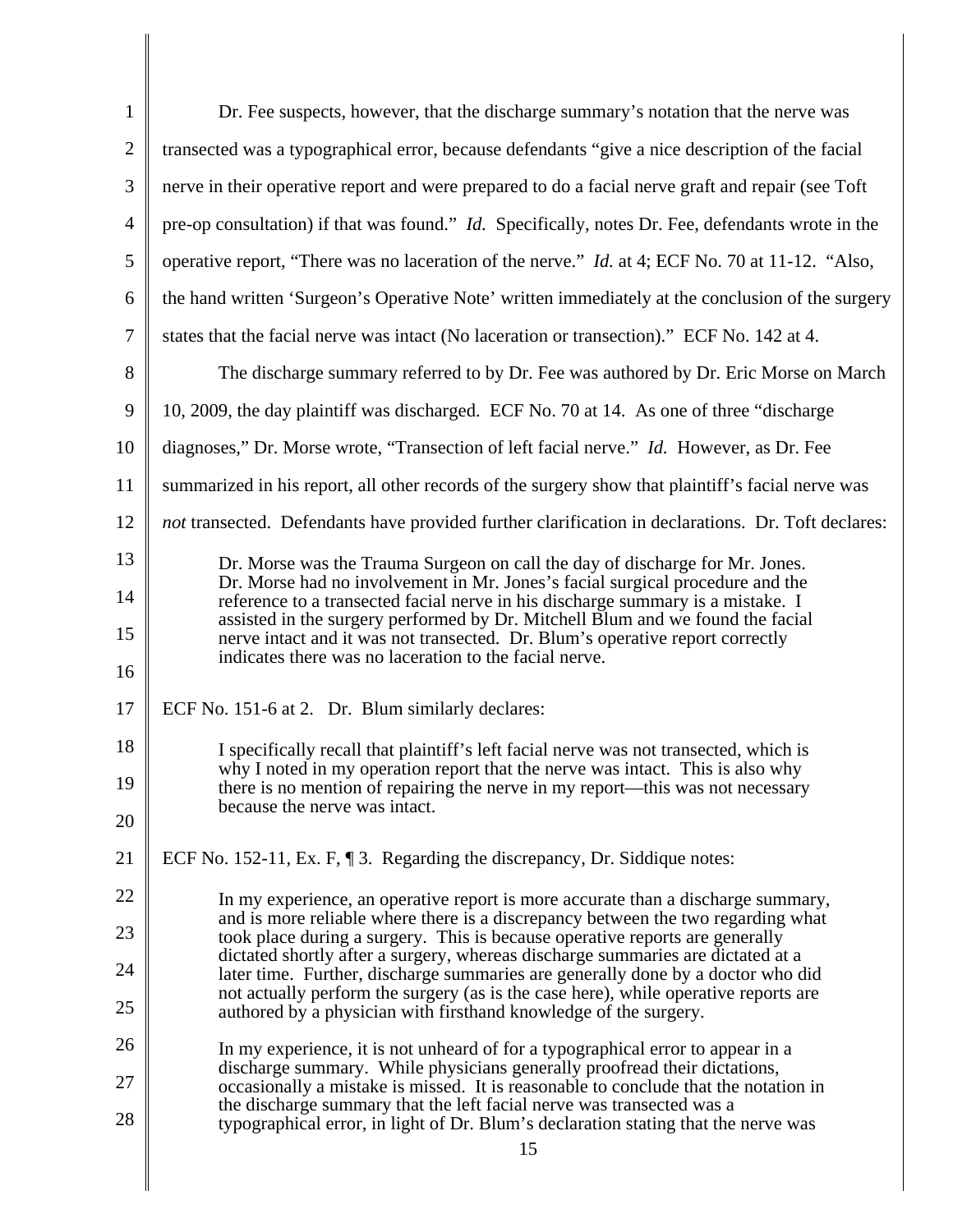Dr. Fee suspects, however, that the discharge summary's notation that the nerve was transected was a typographical error, because defendants "give a nice description of the facial nerve in their operative report and were prepared to do a facial nerve graft and repair (see Toft pre-op consultation) if that was found." *Id.* Specifically, notes Dr. Fee, defendants wrote in the operative report, "There was no laceration of the nerve." *Id.* at 4; ECF No. 70 at 11-12. "Also, the hand written 'Surgeon's Operative Note' written immediately at the conclusion of the surgery states that the facial nerve was intact (No laceration or transection)." ECF No. 142 at 4.

The discharge summary referred to by Dr. Fee was authored by Dr. Eric Morse on March 10, 2009, the day plaintiff was discharged. ECF No. 70 at 14. As one of three "discharge diagnoses," Dr. Morse wrote, "Transection of left facial nerve." *Id.* However, as Dr. Fee summarized in his report, all other records of the surgery show that plaintiff's facial nerve was *not* transected. Defendants have provided further clarification in declarations. Dr. Toft declares:

> Dr. Morse was the Trauma Surgeon on call the day of discharge for Mr. Jones. Dr. Morse had no involvement in Mr. Jones's facial surgical procedure and the reference to a transected facial nerve in his discharge summary is a mistake. I assisted in the surgery performed by Dr. Mitchell Blum and we found the facial nerve intact and it was not transected. Dr. Blum's operative report correctly indicates there was no laceration to the facial nerve.

ECF No. 151-6 at 2. Dr. Blum similarly declares:

> I specifically recall that plaintiff's left facial nerve was not transected, which is why I noted in my operation report that the nerve was intact. This is also why there is no mention of repairing the nerve in my report—this was not necessary because the nerve was intact.

ECF No. 152-11, Ex. F, ¶ 3. Regarding the discrepancy, Dr. Siddique notes:

> In my experience, an operative report is more accurate than a discharge summary, and is more reliable where there is a discrepancy between the two regarding what took place during a surgery. This is because operative reports are generally dictated shortly after a surgery, whereas discharge summaries are dictated at a later time. Further, discharge summaries are generally done by a doctor who did not actually perform the surgery (as is the case here), while operative reports are authored by a physician with firsthand knowledge of the surgery.
>
> In my experience, it is not unheard of for a typographical error to appear in a discharge summary. While physicians generally proofread their dictations, occasionally a mistake is missed. It is reasonable to conclude that the notation in the discharge summary that the left facial nerve was transected was a typographical error, in light of Dr. Blum's declaration stating that the nerve was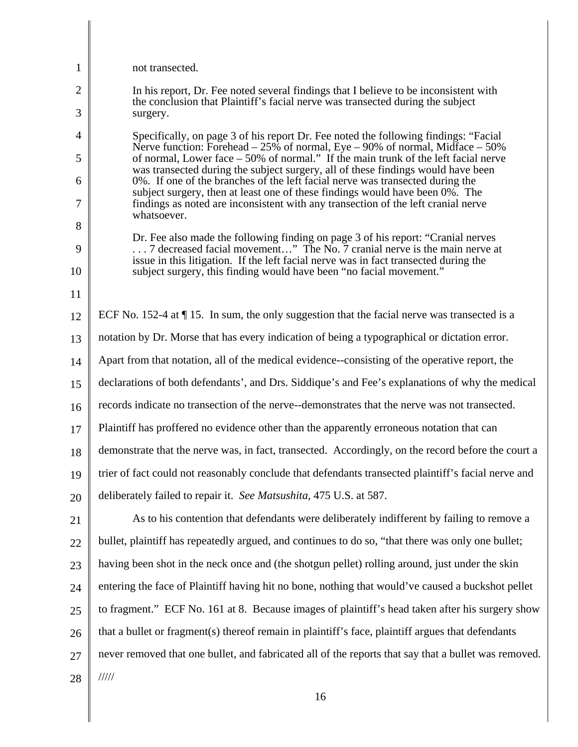> not transected.
>
> In his report, Dr. Fee noted several findings that I believe to be inconsistent with the conclusion that Plaintiff's facial nerve was transected during the subject surgery.
>
> Specifically, on page 3 of his report Dr. Fee noted the following findings: "Facial Nerve function: Forehead – 25% of normal, Eye – 90% of normal, Midface – 50% of normal, Lower face – 50% of normal." If the main trunk of the left facial nerve was transected during the subject surgery, all of these findings would have been 0%. If one of the branches of the left facial nerve was transected during the subject surgery, then at least one of these findings would have been 0%. The findings as noted are inconsistent with any transection of the left cranial nerve whatsoever.
>
> Dr. Fee also made the following finding on page 3 of his report: "Cranial nerves . . . 7 decreased facial movement…" The No. 7 cranial nerve is the main nerve at issue in this litigation. If the left facial nerve was in fact transected during the subject surgery, this finding would have been "no facial movement."

ECF No. 152-4 at ¶ 15. In sum, the only suggestion that the facial nerve was transected is a notation by Dr. Morse that has every indication of being a typographical or dictation error. Apart from that notation, all of the medical evidence--consisting of the operative report, the declarations of both defendants', and Drs. Siddique's and Fee's explanations of why the medical records indicate no transection of the nerve--demonstrates that the nerve was not transected. Plaintiff has proffered no evidence other than the apparently erroneous notation that can demonstrate that the nerve was, in fact, transected. Accordingly, on the record before the court a trier of fact could not reasonably conclude that defendants transected plaintiff's facial nerve and deliberately failed to repair it. *See Matsushita*, 475 U.S. at 587.

As to his contention that defendants were deliberately indifferent by failing to remove a bullet, plaintiff has repeatedly argued, and continues to do so, "that there was only one bullet; having been shot in the neck once and (the shotgun pellet) rolling around, just under the skin entering the face of Plaintiff having hit no bone, nothing that would've caused a buckshot pellet to fragment." ECF No. 161 at 8. Because images of plaintiff's head taken after his surgery show that a bullet or fragment(s) thereof remain in plaintiff's face, plaintiff argues that defendants never removed that one bullet, and fabricated all of the reports that say that a bullet was removed.

/////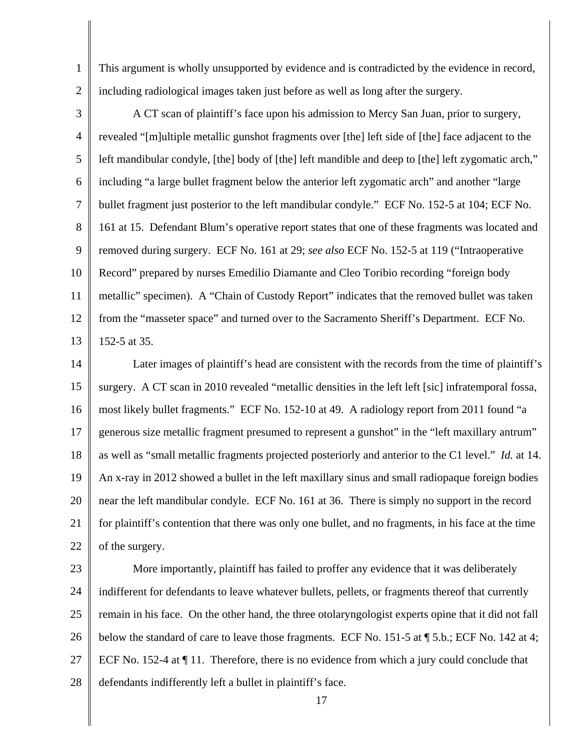This argument is wholly unsupported by evidence and is contradicted by the evidence in record, including radiological images taken just before as well as long after the surgery.

A CT scan of plaintiff's face upon his admission to Mercy San Juan, prior to surgery, revealed "[m]ultiple metallic gunshot fragments over [the] left side of [the] face adjacent to the left mandibular condyle, [the] body of [the] left mandible and deep to [the] left zygomatic arch," including "a large bullet fragment below the anterior left zygomatic arch" and another "large bullet fragment just posterior to the left mandibular condyle." ECF No. 152-5 at 104; ECF No. 161 at 15. Defendant Blum's operative report states that one of these fragments was located and removed during surgery. ECF No. 161 at 29; *see also* ECF No. 152-5 at 119 ("Intraoperative Record" prepared by nurses Emedilio Diamante and Cleo Toribio recording "foreign body metallic" specimen). A "Chain of Custody Report" indicates that the removed bullet was taken from the "masseter space" and turned over to the Sacramento Sheriff's Department. ECF No. 152-5 at 35.

Later images of plaintiff's head are consistent with the records from the time of plaintiff's surgery. A CT scan in 2010 revealed "metallic densities in the left left [sic] infratemporal fossa, most likely bullet fragments." ECF No. 152-10 at 49. A radiology report from 2011 found "a generous size metallic fragment presumed to represent a gunshot" in the "left maxillary antrum" as well as "small metallic fragments projected posteriorly and anterior to the C1 level." *Id.* at 14. An x-ray in 2012 showed a bullet in the left maxillary sinus and small radiopaque foreign bodies near the left mandibular condyle. ECF No. 161 at 36. There is simply no support in the record for plaintiff's contention that there was only one bullet, and no fragments, in his face at the time of the surgery.

More importantly, plaintiff has failed to proffer any evidence that it was deliberately indifferent for defendants to leave whatever bullets, pellets, or fragments thereof that currently remain in his face. On the other hand, the three otolaryngologist experts opine that it did not fall below the standard of care to leave those fragments. ECF No. 151-5 at ¶ 5.b.; ECF No. 142 at 4; ECF No. 152-4 at ¶ 11. Therefore, there is no evidence from which a jury could conclude that defendants indifferently left a bullet in plaintiff's face.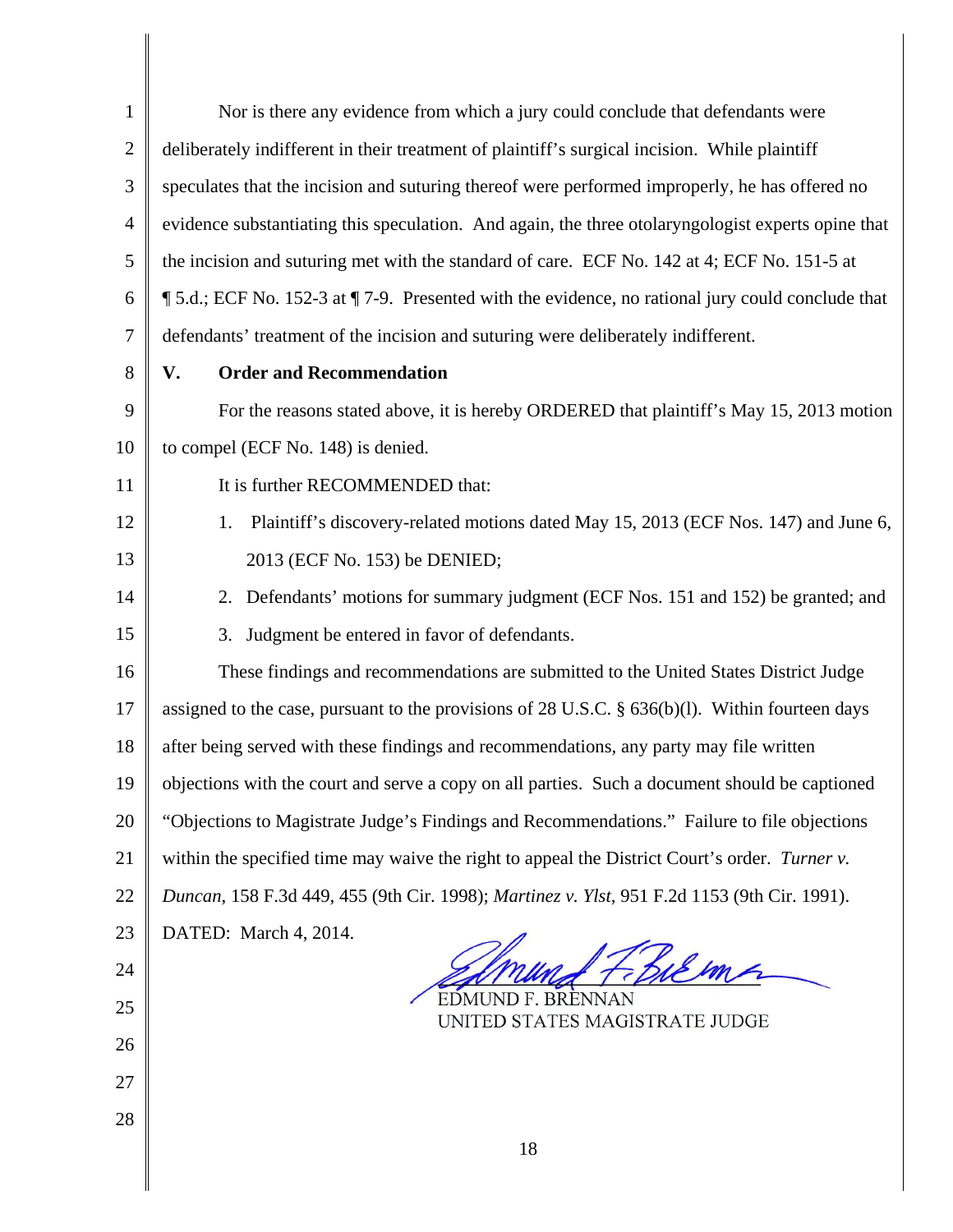Nor is there any evidence from which a jury could conclude that defendants were deliberately indifferent in their treatment of plaintiff's surgical incision. While plaintiff speculates that the incision and suturing thereof were performed improperly, he has offered no evidence substantiating this speculation. And again, the three otolaryngologist experts opine that the incision and suturing met with the standard of care. ECF No. 142 at 4; ECF No. 151-5 at ¶ 5.d.; ECF No. 152-3 at ¶ 7-9. Presented with the evidence, no rational jury could conclude that defendants' treatment of the incision and suturing were deliberately indifferent.

## V. Order and Recommendation

For the reasons stated above, it is hereby ORDERED that plaintiff's May 15, 2013 motion to compel (ECF No. 148) is denied.

It is further RECOMMENDED that:

1. Plaintiff's discovery-related motions dated May 15, 2013 (ECF Nos. 147) and June 6, 2013 (ECF No. 153) be DENIED;
2. Defendants' motions for summary judgment (ECF Nos. 151 and 152) be granted; and
3. Judgment be entered in favor of defendants.

These findings and recommendations are submitted to the United States District Judge assigned to the case, pursuant to the provisions of 28 U.S.C. § 636(b)(l). Within fourteen days after being served with these findings and recommendations, any party may file written objections with the court and serve a copy on all parties. Such a document should be captioned "Objections to Magistrate Judge's Findings and Recommendations." Failure to file objections within the specified time may waive the right to appeal the District Court's order. *Turner v. Duncan*, 158 F.3d 449, 455 (9th Cir. 1998); *Martinez v. Ylst*, 951 F.2d 1153 (9th Cir. 1991).

DATED: March 4, 2014.

EDMUND F. BRENNAN
UNITED STATES MAGISTRATE JUDGE